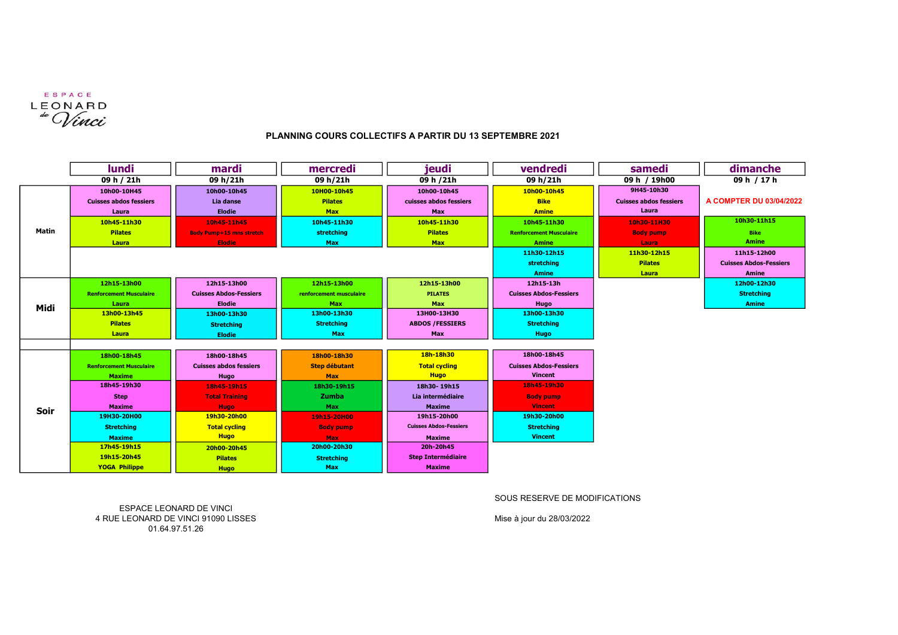ESPACE LEONARD de Vinci

**PLANNING COURS COLLECTIFS A PARTIR DU 13 SEPTEMBRE 2021**

| | lundi | mardi | mercredi | jeudi | vendredi | samedi | dimanche |
|---|---|---|---|---|---|---|---|
| | 09 h / 21h | 09 h/21h | 09 h/21h | 09 h /21h | 09 h/21h | 09 h / 19h00 | 09 h / 17 h |
| Matin | 10h00-10H45 Cuisses abdos fessiers Laura | 10h00-10h45 Lia danse Elodie | 10H00-10h45 Pilates Max | 10h00-10h45 cuisses abdos fessiers Max | 10h00-10h45 Bike Amine | 9H45-10h30 Cuisses abdos fessiers Laura | A COMPTER DU 03/04/2022 |
| | 10h45-11h30 Pilates Laura | 10h45-11h45 Body Pump+15 mns stretch Elodie | 10h45-11h30 stretching Max | 10h45-11h30 Pilates Max | 10h45-11h30 Renforcement Musculaire Amine | 10h30-11H30 Body pump Laura | 10h30-11h15 Bike Amine |
| | | | | | 11h30-12h15 stretching Amine | 11h30-12h15 Pilates Laura | 11h15-12h00 Cuisses Abdos-Fessiers Amine |
| Midi | 12h15-13h00 Renforcement Musculaire Laura | 12h15-13h00 Cuisses Abdos-Fessiers Elodie | 12h15-13h00 renforcement musculaire Max | 12h15-13h00 PILATES Max | 12h15-13h Cuisses Abdos-Fessiers Hugo | | 12h00-12h30 Stretching Amine |
| | 13h00-13h45 Pilates Laura | 13h00-13h30 Stretching Elodie | 13h00-13h30 Stretching Max | 13H00-13H30 ABDOS /FESSIERS Max | 13h00-13h30 Stretching Hugo | | |
| Soir | 18h00-18h45 Renforcement Musculaire Maxime | 18h00-18h45 Cuisses abdos fessiers Hugo | 18h00-18h30 Step débutant Max | 18h-18h30 Total cycling Hugo | 18h00-18h45 Cuisses Abdos-Fessiers Vincent | | |
| | 18h45-19h30 Step Maxime | 18h45-19h15 Total Training Hugo | 18h30-19h15 Zumba Max | 18h30- 19h15 Lia intermédiaire Maxime | 18h45-19h30 Body pump Vincent | | |
| | 19H30-20H00 Stretching Maxime | 19h30-20h00 Total cycling Hugo | 19h15-20H00 Body pump Max | 19h15-20h00 Cuisses Abdos-Fessiers Maxime | 19h30-20h00 Stretching Vincent | | |
| | 17h45-19h15 19h15-20h45 YOGA Philippe | 20h00-20h45 Pilates Hugo | 20h00-20h30 Stretching Max | 20h-20h45 Step Intermédiaire Maxime | | | |

ESPACE LEONARD DE VINCI
4 RUE LEONARD DE VINCI 91090 LISSES
01.64.97.51.26

SOUS RESERVE DE MODIFICATIONS

Mise à jour du 28/03/2022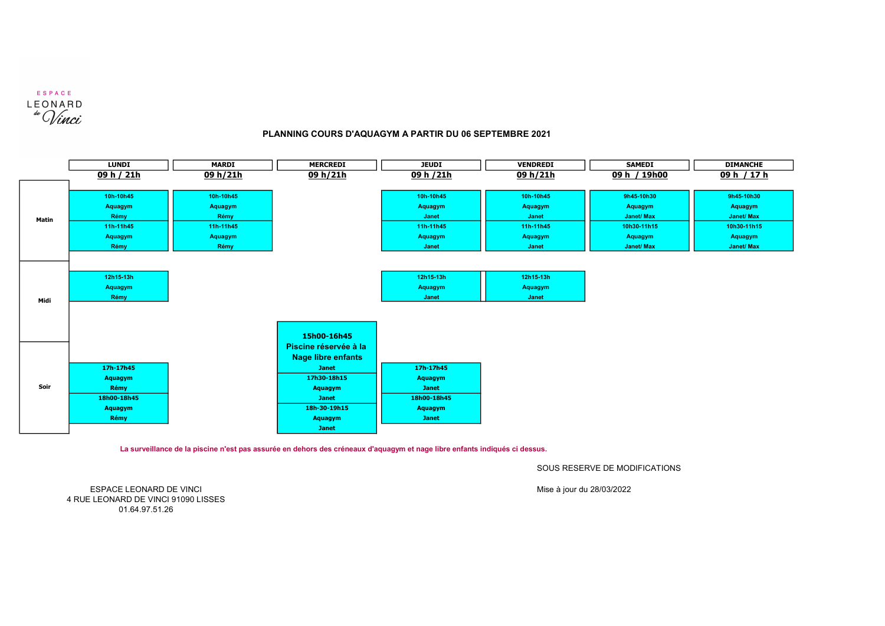ESPACE LEONARD de Vinci

## PLANNING COURS D'AQUAGYM A PARTIR DU 06 SEPTEMBRE 2021

| | LUNDI | MARDI | MERCREDI | JEUDI | VENDREDI | SAMEDI | DIMANCHE |
|---|---|---|---|---|---|---|---|
| | 09 h / 21h | 09 h/21h | 09 h/21h | 09 h /21h | 09 h/21h | 09 h / 19h00 | 09 h / 17 h |
| Matin | 10h-10h45 Aquagym Rémy | 10h-10h45 Aquagym Rémy | | 10h-10h45 Aquagym Janet | 10h-10h45 Aquagym Janet | 9h45-10h30 Aquagym Janet/ Max | 9h45-10h30 Aquagym Janet/ Max |
| Matin | 11h-11h45 Aquagym Rémy | 11h-11h45 Aquagym Rémy | | 11h-11h45 Aquagym Janet | 11h-11h45 Aquagym Janet | 10h30-11h15 Aquagym Janet/ Max | 10h30-11h15 Aquagym Janet/ Max |
| Midi | 12h15-13h Aquagym Rémy | | | 12h15-13h Aquagym Janet | 12h15-13h Aquagym Janet | | |
| Soir | | | 15h00-16h45 Piscine réservée à la Nage libre enfants Janet | | | | |
| Soir | 17h-17h45 Aquagym Rémy | | 17h30-18h15 Aquagym Janet | 17h-17h45 Aquagym Janet | | | |
| Soir | 18h00-18h45 Aquagym Rémy | | 18h-30-19h15 Aquagym Janet | 18h00-18h45 Aquagym Janet | | | |

La surveillance de la piscine n'est pas assurée en dehors des créneaux d'aquagym et nage libre enfants indiqués ci dessus.

SOUS RESERVE DE MODIFICATIONS

ESPACE LEONARD DE VINCI
4 RUE LEONARD DE VINCI 91090 LISSES
01.64.97.51.26

Mise à jour du 28/03/2022